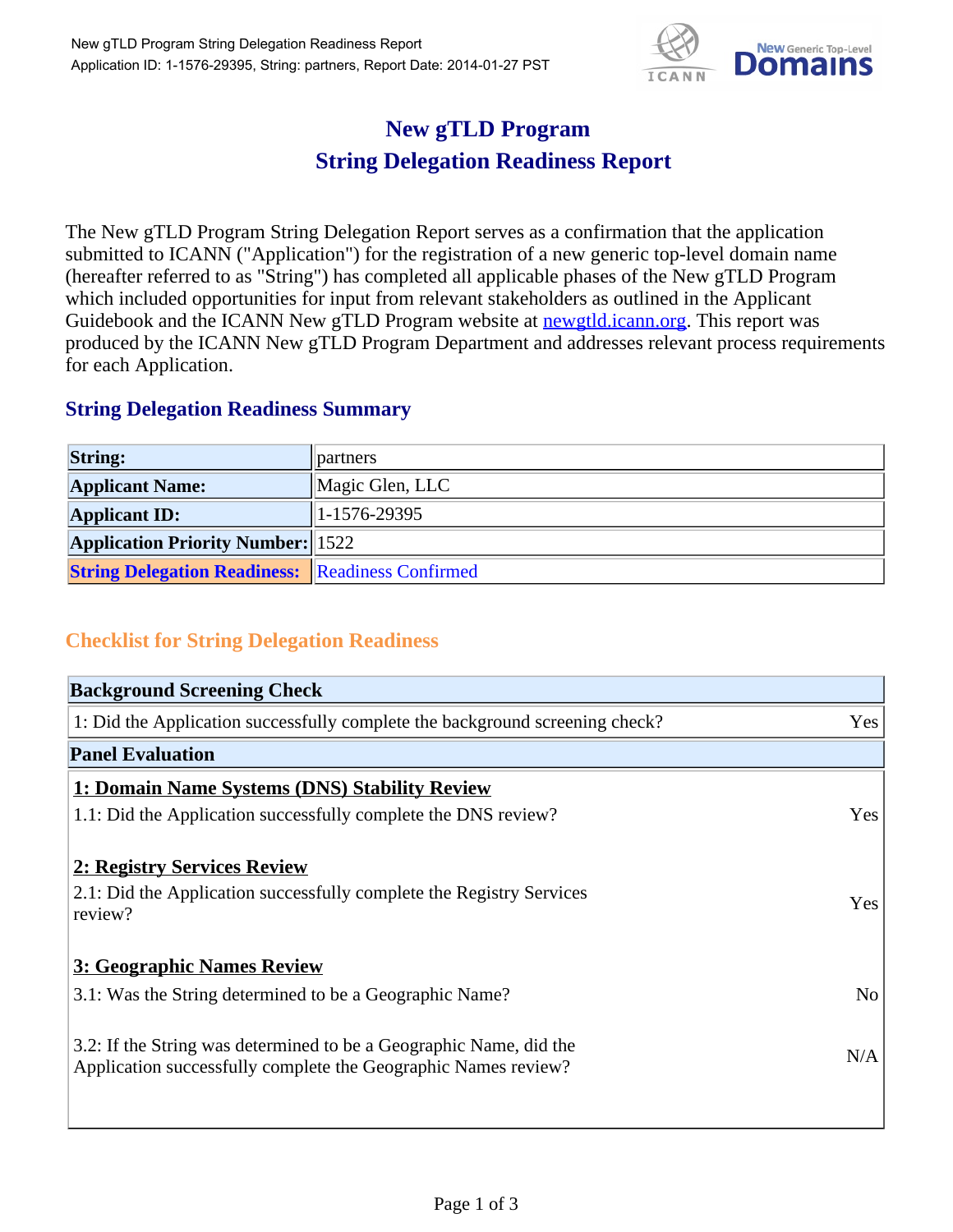# New gTLD Program
# String Delegation Readiness Report

The New gTLD Program String Delegation Report serves as a confirmation that the application submitted to ICANN ("Application") for the registration of a new generic top-level domain name (hereafter referred to as "String") has completed all applicable phases of the New gTLD Program which included opportunities for input from relevant stakeholders as outlined in the Applicant Guidebook and the ICANN New gTLD Program website at newgtld.icann.org. This report was produced by the ICANN New gTLD Program Department and addresses relevant process requirements for each Application.

## String Delegation Readiness Summary

| | |
|---|---|
| **String:** | partners |
| **Applicant Name:** | Magic Glen, LLC |
| **Applicant ID:** | 1-1576-29395 |
| **Application Priority Number:** | 1522 |
| **String Delegation Readiness:** | Readiness Confirmed |

## Checklist for String Delegation Readiness

| **Background Screening Check** | |
|---|---|
| 1: Did the Application successfully complete the background screening check? | Yes |
| **Panel Evaluation** | |
| **1: Domain Name Systems (DNS) Stability Review** | |
| 1.1: Did the Application successfully complete the DNS review? | Yes |
| **2: Registry Services Review** | |
| 2.1: Did the Application successfully complete the Registry Services review? | Yes |
| **3: Geographic Names Review** | |
| 3.1: Was the String determined to be a Geographic Name? | No |
| 3.2: If the String was determined to be a Geographic Name, did the Application successfully complete the Geographic Names review? | N/A |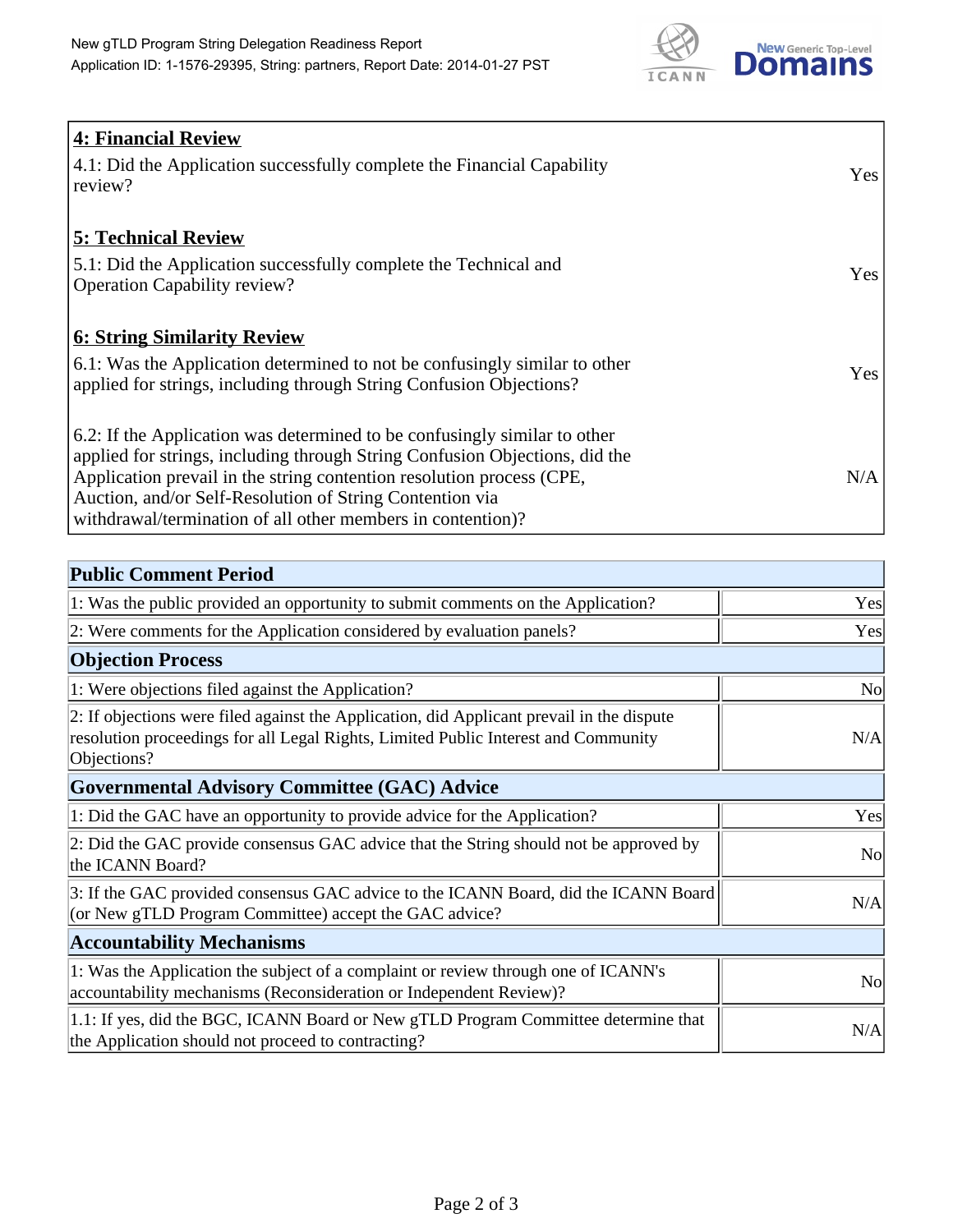## 4: Financial Review

| | |
|---|---|
| 4.1: Did the Application successfully complete the Financial Capability review? | Yes |

## 5: Technical Review

| | |
|---|---|
| 5.1: Did the Application successfully complete the Technical and Operation Capability review? | Yes |

## 6: String Similarity Review

| | |
|---|---|
| 6.1: Was the Application determined to not be confusingly similar to other applied for strings, including through String Confusion Objections? | Yes |
| 6.2: If the Application was determined to be confusingly similar to other applied for strings, including through String Confusion Objections, did the Application prevail in the string contention resolution process (CPE, Auction, and/or Self-Resolution of String Contention via withdrawal/termination of all other members in contention)? | N/A |

| Public Comment Period | |
|---|---|
| 1: Was the public provided an opportunity to submit comments on the Application? | Yes |
| 2: Were comments for the Application considered by evaluation panels? | Yes |
| **Objection Process** | |
| 1: Were objections filed against the Application? | No |
| 2: If objections were filed against the Application, did Applicant prevail in the dispute resolution proceedings for all Legal Rights, Limited Public Interest and Community Objections? | N/A |
| **Governmental Advisory Committee (GAC) Advice** | |
| 1: Did the GAC have an opportunity to provide advice for the Application? | Yes |
| 2: Did the GAC provide consensus GAC advice that the String should not be approved by the ICANN Board? | No |
| 3: If the GAC provided consensus GAC advice to the ICANN Board, did the ICANN Board (or New gTLD Program Committee) accept the GAC advice? | N/A |
| **Accountability Mechanisms** | |
| 1: Was the Application the subject of a complaint or review through one of ICANN's accountability mechanisms (Reconsideration or Independent Review)? | No |
| 1.1: If yes, did the BGC, ICANN Board or New gTLD Program Committee determine that the Application should not proceed to contracting? | N/A |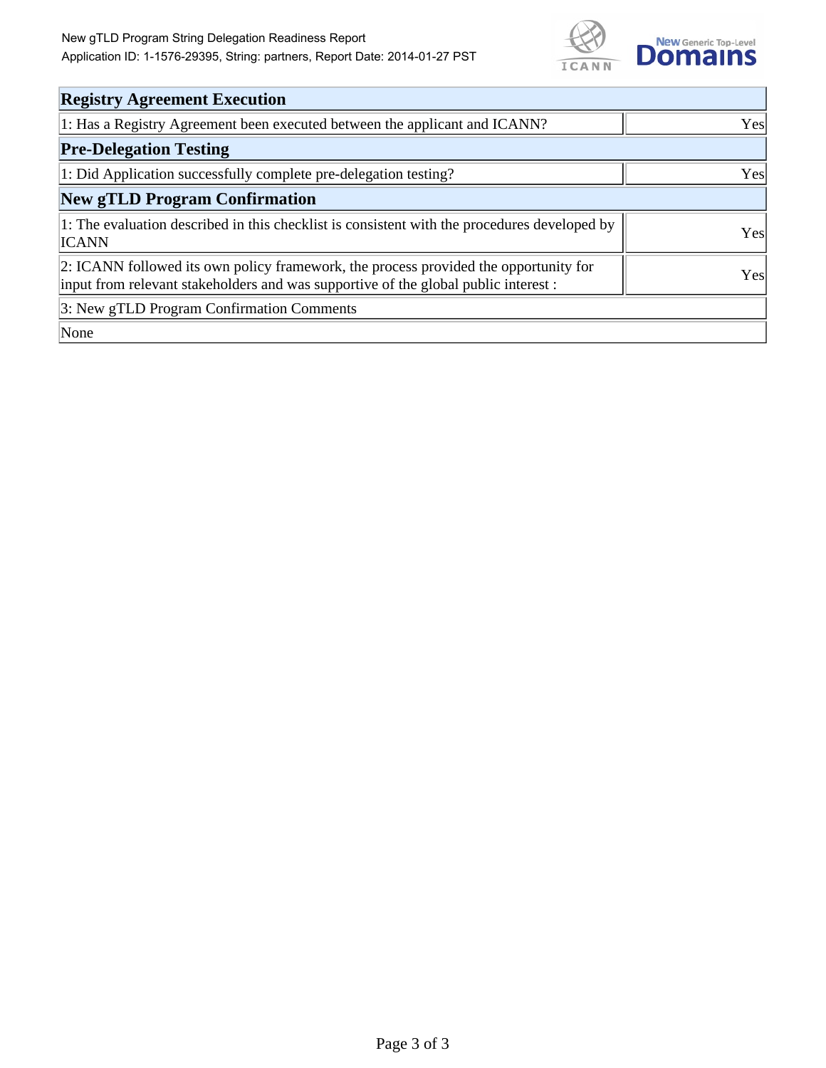| Registry Agreement Execution | |
|---|---|
| 1: Has a Registry Agreement been executed between the applicant and ICANN? | Yes |

| Pre-Delegation Testing | |
|---|---|
| 1: Did Application successfully complete pre-delegation testing? | Yes |

| New gTLD Program Confirmation | |
|---|---|
| 1: The evaluation described in this checklist is consistent with the procedures developed by ICANN | Yes |
| 2: ICANN followed its own policy framework, the process provided the opportunity for input from relevant stakeholders and was supportive of the global public interest : | Yes |
| 3: New gTLD Program Confirmation Comments | |
| None | |